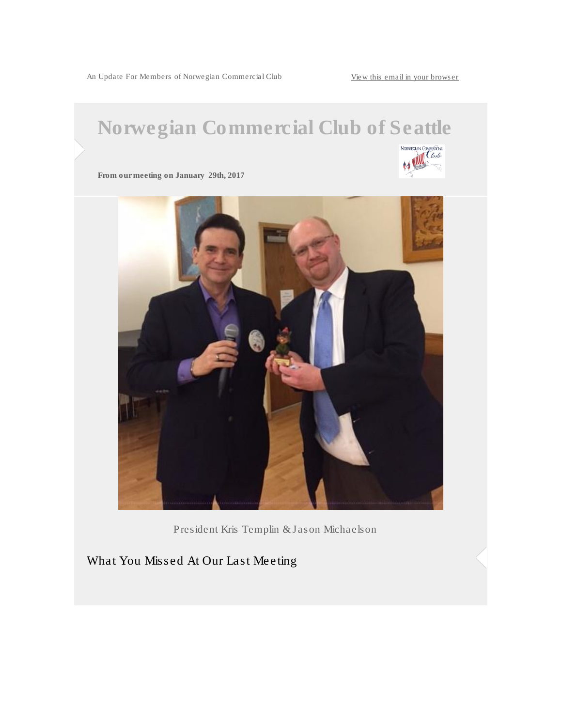An Update For Members of Norwegian Commercial Club

View this email in your browser

# Norwegian Commercial Club of Seattle

**From our meeting on January 29th, 2017**

President Kris Templin & Jason Michaelson

## What You Missed At Our Last Meeting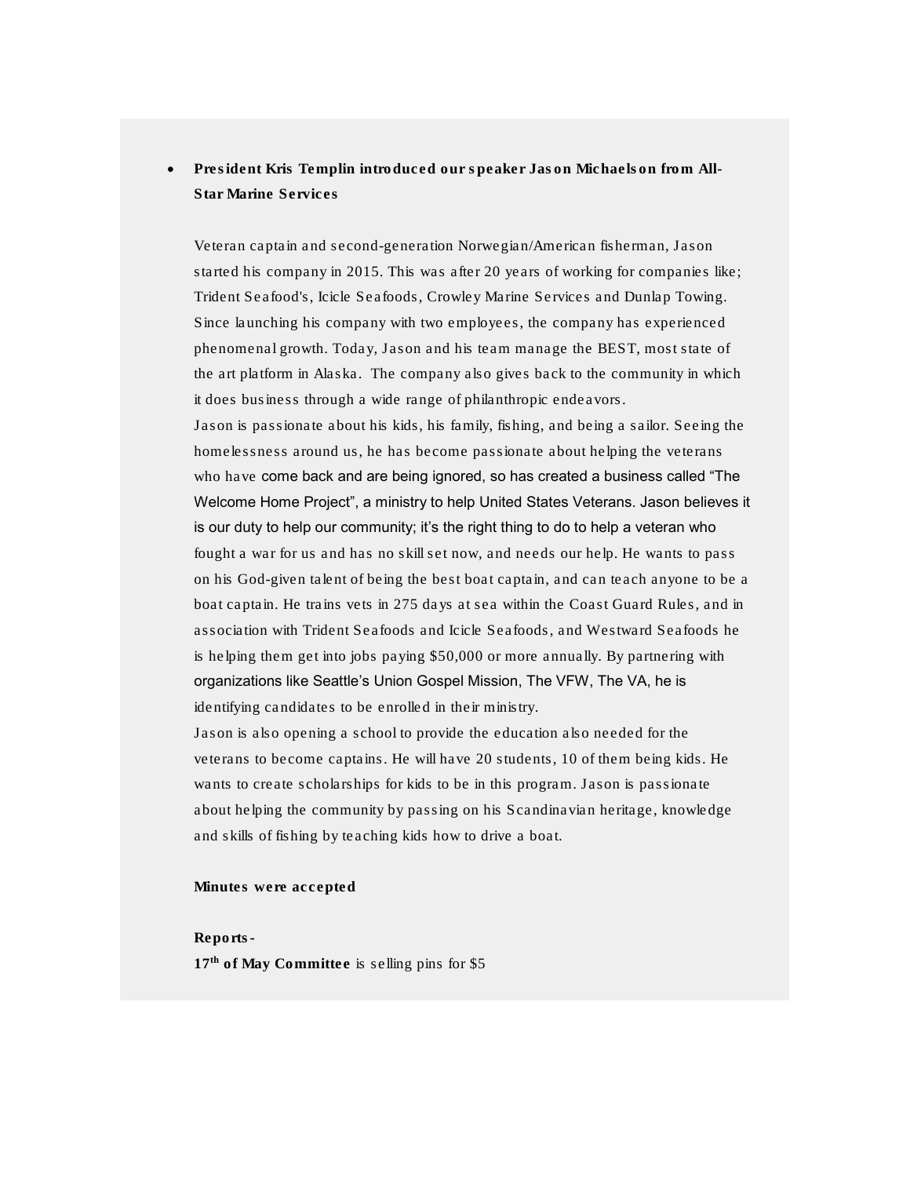- **President Kris Templin introduced our speaker Jason Michaelson from All-Star Marine Services**

  Veteran captain and second-generation Norwegian/American fisherman, Jason started his company in 2015. This was after 20 years of working for companies like; Trident Seafood's, Icicle Seafoods, Crowley Marine Services and Dunlap Towing. Since launching his company with two employees, the company has experienced phenomenal growth. Today, Jason and his team manage the BEST, most state of the art platform in Alaska. The company also gives back to the community in which it does business through a wide range of philanthropic endeavors.
  Jason is passionate about his kids, his family, fishing, and being a sailor. Seeing the homelessness around us, he has become passionate about helping the veterans who have come back and are being ignored, so has created a business called "The Welcome Home Project", a ministry to help United States Veterans. Jason believes it is our duty to help our community; it's the right thing to do to help a veteran who fought a war for us and has no skill set now, and needs our help. He wants to pass on his God-given talent of being the best boat captain, and can teach anyone to be a boat captain. He trains vets in 275 days at sea within the Coast Guard Rules, and in association with Trident Seafoods and Icicle Seafoods, and Westward Seafoods he is helping them get into jobs paying $50,000 or more annually. By partnering with organizations like Seattle's Union Gospel Mission, The VFW, The VA, he is identifying candidates to be enrolled in their ministry.
  Jason is also opening a school to provide the education also needed for the veterans to become captains. He will have 20 students, 10 of them being kids. He wants to create scholarships for kids to be in this program. Jason is passionate about helping the community by passing on his Scandinavian heritage, knowledge and skills of fishing by teaching kids how to drive a boat.

  **Minutes were accepted**

  **Reports-**
  **17th of May Committee** is selling pins for $5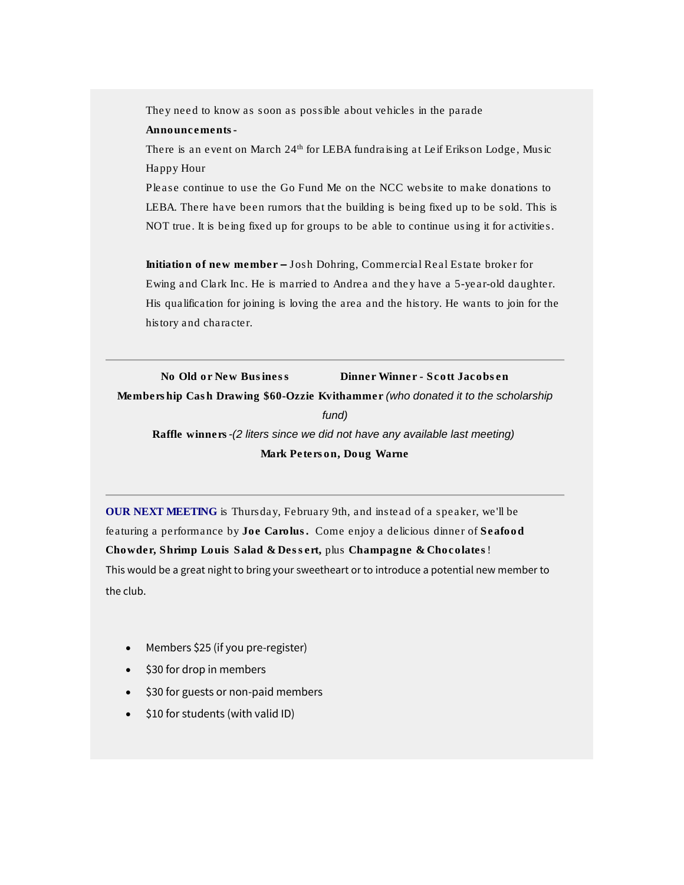They need to know as soon as possible about vehicles in the parade

**Announcements -**

There is an event on March 24th for LEBA fundraising at Leif Erikson Lodge, Music Happy Hour

Please continue to use the Go Fund Me on the NCC website to make donations to LEBA. There have been rumors that the building is being fixed up to be sold. This is NOT true. It is being fixed up for groups to be able to continue using it for activities.

**Initiation of new member –** Josh Dohring, Commercial Real Estate broker for Ewing and Clark Inc. He is married to Andrea and they have a 5-year-old daughter. His qualification for joining is loving the area and the history. He wants to join for the history and character.

---

**No Old or New Business** **Dinner Winner - Scott Jacobsen**

**Membership Cash Drawing $60-Ozzie Kvithammer** *(who donated it to the scholarship fund)*

**Raffle winners** *-(2 liters since we did not have any available last meeting)*

**Mark Peterson, Doug Warne**

---

**OUR NEXT MEETING** is Thursday, February 9th, and instead of a speaker, we'll be featuring a performance by **Joe Carolus.** Come enjoy a delicious dinner of **Seafood Chowder, Shrimp Louis Salad & Dessert,** plus **Champagne & Chocolates**!

This would be a great night to bring your sweetheart or to introduce a potential new member to the club.

- Members $25 (if you pre-register)
- $30 for drop in members
- $30 for guests or non-paid members
- $10 for students (with valid ID)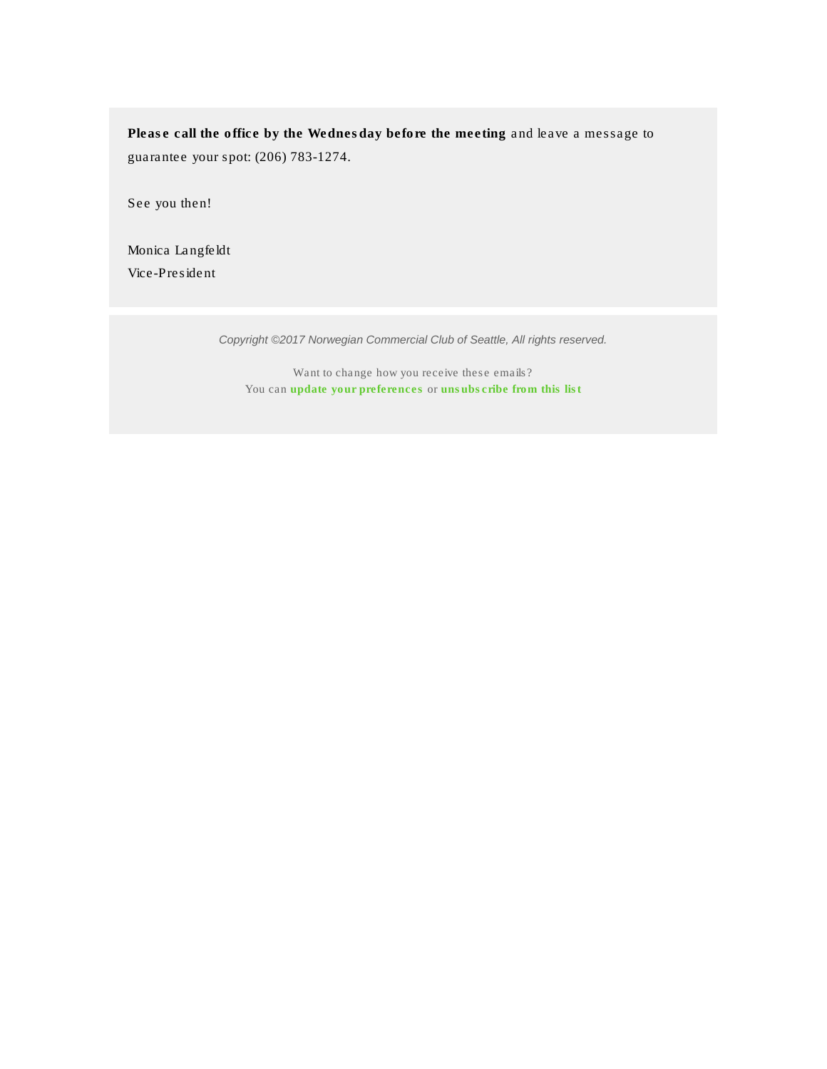**Please call the office by the Wednesday before the meeting** and leave a message to guarantee your spot: (206) 783-1274.

See you then!

Monica Langfeldt
Vice-President

*Copyright ©2017 Norwegian Commercial Club of Seattle, All rights reserved.*

Want to change how you receive these emails?
You can **update your preferences** or **unsubscribe from this list**